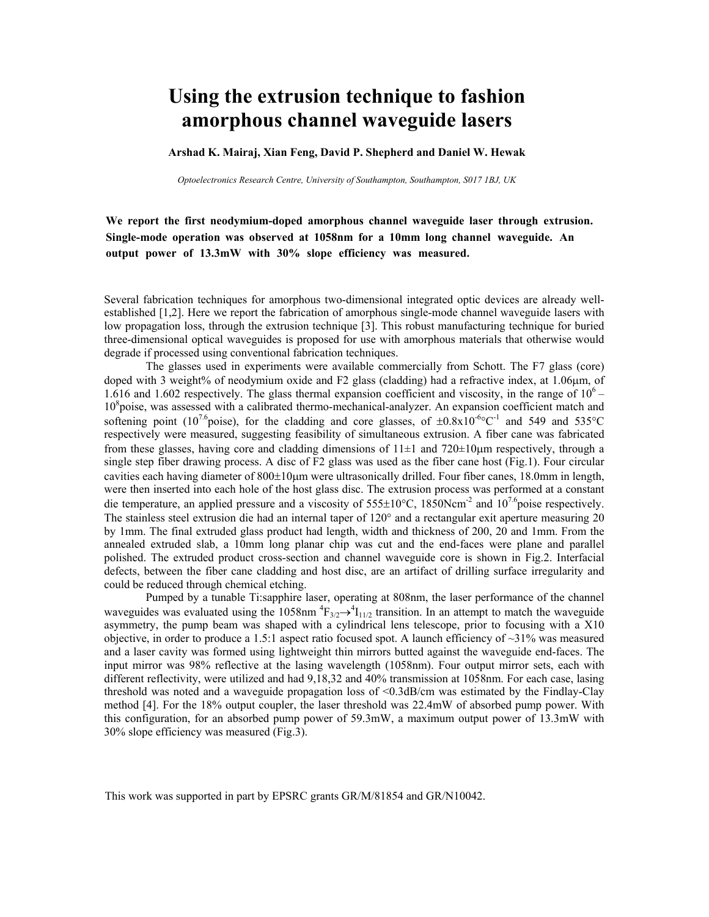# Using the extrusion technique to fashion amorphous channel waveguide lasers

**Arshad K. Mairaj, Xian Feng, David P. Shepherd and Daniel W. Hewak**

*Optoelectronics Research Centre, University of Southampton, Southampton, S017 1BJ, UK*

**We report the first neodymium-doped amorphous channel waveguide laser through extrusion. Single-mode operation was observed at 1058nm for a 10mm long channel waveguide. An output power of 13.3mW with 30% slope efficiency was measured.**

Several fabrication techniques for amorphous two-dimensional integrated optic devices are already well-established [1,2]. Here we report the fabrication of amorphous single-mode channel waveguide lasers with low propagation loss, through the extrusion technique [3]. This robust manufacturing technique for buried three-dimensional optical waveguides is proposed for use with amorphous materials that otherwise would degrade if processed using conventional fabrication techniques.

The glasses used in experiments were available commercially from Schott. The F7 glass (core) doped with 3 weight% of neodymium oxide and F2 glass (cladding) had a refractive index, at 1.06μm, of 1.616 and 1.602 respectively. The glass thermal expansion coefficient and viscosity, in the range of $10^6$ – $10^8$poise, was assessed with a calibrated thermo-mechanical-analyzer. An expansion coefficient match and softening point ($10^{7.6}$poise), for the cladding and core glasses, of $\pm 0.8 \times 10^{-6}$°C$^{-1}$ and 549 and 535°C respectively were measured, suggesting feasibility of simultaneous extrusion. A fiber cane was fabricated from these glasses, having core and cladding dimensions of 11±1 and 720±10μm respectively, through a single step fiber drawing process. A disc of F2 glass was used as the fiber cane host (Fig.1). Four circular cavities each having diameter of 800±10μm were ultrasonically drilled. Four fiber canes, 18.0mm in length, were then inserted into each hole of the host glass disc. The extrusion process was performed at a constant die temperature, an applied pressure and a viscosity of 555±10°C, 1850Ncm$^{-2}$ and $10^{7.6}$poise respectively. The stainless steel extrusion die had an internal taper of 120° and a rectangular exit aperture measuring 20 by 1mm. The final extruded glass product had length, width and thickness of 200, 20 and 1mm. From the annealed extruded slab, a 10mm long planar chip was cut and the end-faces were plane and parallel polished. The extruded product cross-section and channel waveguide core is shown in Fig.2. Interfacial defects, between the fiber cane cladding and host disc, are an artifact of drilling surface irregularity and could be reduced through chemical etching.

Pumped by a tunable Ti:sapphire laser, operating at 808nm, the laser performance of the channel waveguides was evaluated using the 1058nm $^4F_{3/2} \rightarrow {}^4I_{11/2}$ transition. In an attempt to match the waveguide asymmetry, the pump beam was shaped with a cylindrical lens telescope, prior to focusing with a X10 objective, in order to produce a 1.5:1 aspect ratio focused spot. A launch efficiency of ~31% was measured and a laser cavity was formed using lightweight thin mirrors butted against the waveguide end-faces. The input mirror was 98% reflective at the lasing wavelength (1058nm). Four output mirror sets, each with different reflectivity, were utilized and had 9,18,32 and 40% transmission at 1058nm. For each case, lasing threshold was noted and a waveguide propagation loss of <0.3dB/cm was estimated by the Findlay-Clay method [4]. For the 18% output coupler, the laser threshold was 22.4mW of absorbed pump power. With this configuration, for an absorbed pump power of 59.3mW, a maximum output power of 13.3mW with 30% slope efficiency was measured (Fig.3).

This work was supported in part by EPSRC grants GR/M/81854 and GR/N10042.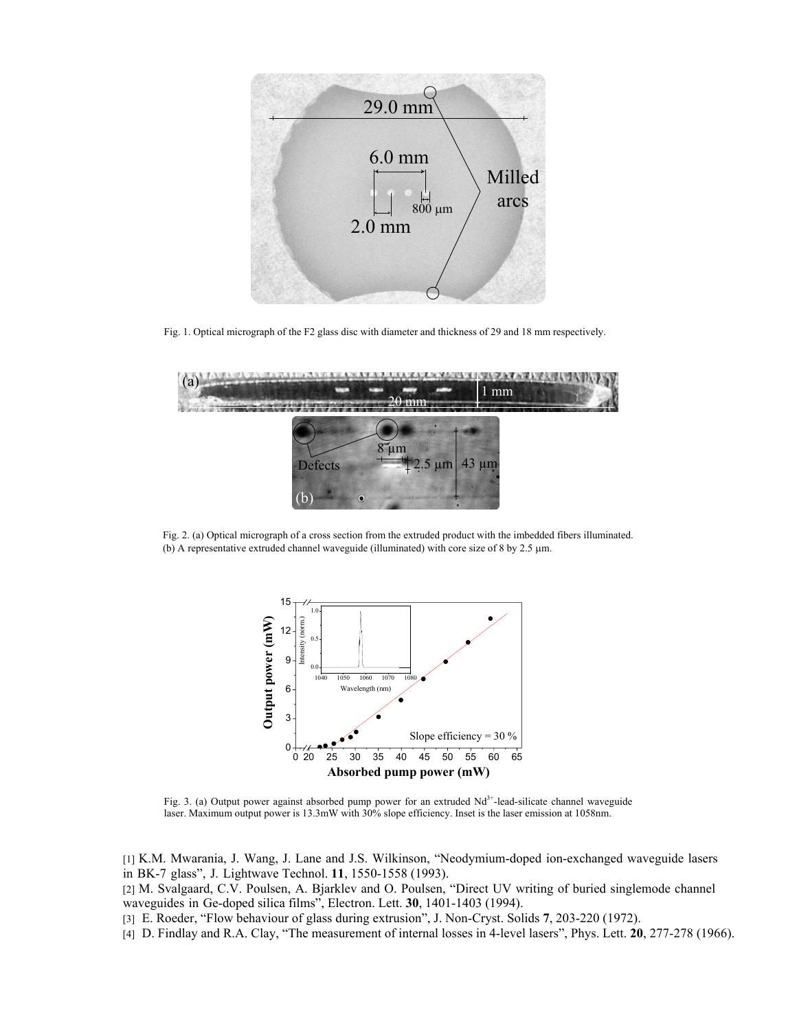29.0 mm

6.0 mm

Milled arcs

800 μm

2.0 mm

Fig. 1. Optical micrograph of the F2 glass disc with diameter and thickness of 29 and 18 mm respectively.

(a)

1 mm

20 mm

Defects

8 μm

2.5 μm

43 μm

(b)

Fig. 2. (a) Optical micrograph of a cross section from the extruded product with the imbedded fibers illuminated. (b) A representative extruded channel waveguide (illuminated) with core size of 8 by 2.5 μm.

Output power (mW)

Absorbed pump power (mW)

0 20 25 30 35 40 45 50 55 60 65

0 3 6 9 12 15

Intensity (norm.)

0.0 0.5 1.0

Wavelength (nm)

1040 1050 1060 1070 1080

Slope efficiency = 30 %

Fig. 3. (a) Output power against absorbed pump power for an extruded $Nd^{3+}$-lead-silicate channel waveguide laser. Maximum output power is 13.3mW with 30% slope efficiency. Inset is the laser emission at 1058nm.

[1] K.M. Mwarania, J. Wang, J. Lane and J.S. Wilkinson, "Neodymium-doped ion-exchanged waveguide lasers in BK-7 glass", J. Lightwave Technol. **11**, 1550-1558 (1993).

[2] M. Svalgaard, C.V. Poulsen, A. Bjarklev and O. Poulsen, "Direct UV writing of buried singlemode channel waveguides in Ge-doped silica films", Electron. Lett. **30**, 1401-1403 (1994).

[3] E. Roeder, "Flow behaviour of glass during extrusion", J. Non-Cryst. Solids **7**, 203-220 (1972).

[4] D. Findlay and R.A. Clay, "The measurement of internal losses in 4-level lasers", Phys. Lett. **20**, 277-278 (1966).